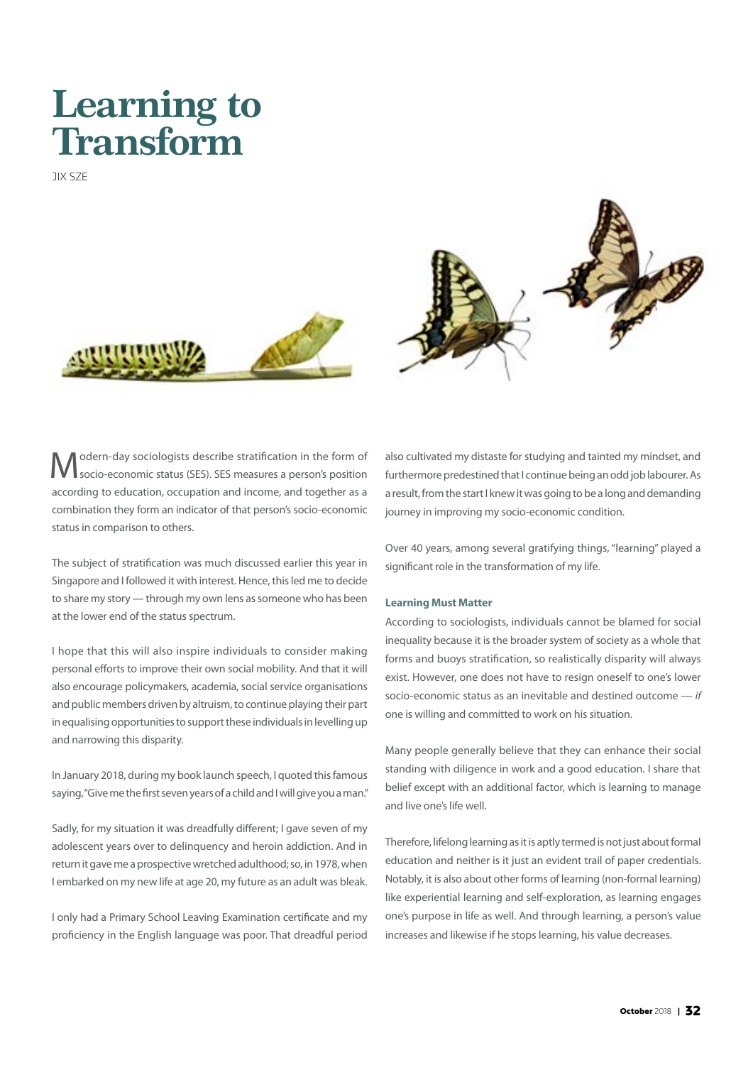# Learning to Transform

JIX SZE

Modern-day sociologists describe stratification in the form of socio-economic status (SES). SES measures a person's position according to education, occupation and income, and together as a combination they form an indicator of that person's socio-economic status in comparison to others.

The subject of stratification was much discussed earlier this year in Singapore and I followed it with interest. Hence, this led me to decide to share my story — through my own lens as someone who has been at the lower end of the status spectrum.

I hope that this will also inspire individuals to consider making personal efforts to improve their own social mobility. And that it will also encourage policymakers, academia, social service organisations and public members driven by altruism, to continue playing their part in equalising opportunities to support these individuals in levelling up and narrowing this disparity.

In January 2018, during my book launch speech, I quoted this famous saying, "Give me the first seven years of a child and I will give you a man."

Sadly, for my situation it was dreadfully different; I gave seven of my adolescent years over to delinquency and heroin addiction. And in return it gave me a prospective wretched adulthood; so, in 1978, when I embarked on my new life at age 20, my future as an adult was bleak.

I only had a Primary School Leaving Examination certificate and my proficiency in the English language was poor. That dreadful period also cultivated my distaste for studying and tainted my mindset, and furthermore predestined that I continue being an odd job labourer. As a result, from the start I knew it was going to be a long and demanding journey in improving my socio-economic condition.

Over 40 years, among several gratifying things, "learning" played a significant role in the transformation of my life.

### Learning Must Matter

According to sociologists, individuals cannot be blamed for social inequality because it is the broader system of society as a whole that forms and buoys stratification, so realistically disparity will always exist. However, one does not have to resign oneself to one's lower socio-economic status as an inevitable and destined outcome — *if* one is willing and committed to work on his situation.

Many people generally believe that they can enhance their social standing with diligence in work and a good education. I share that belief except with an additional factor, which is learning to manage and live one's life well.

Therefore, lifelong learning as it is aptly termed is not just about formal education and neither is it just an evident trail of paper credentials. Notably, it is also about other forms of learning (non-formal learning) like experiential learning and self-exploration, as learning engages one's purpose in life as well. And through learning, a person's value increases and likewise if he stops learning, his value decreases.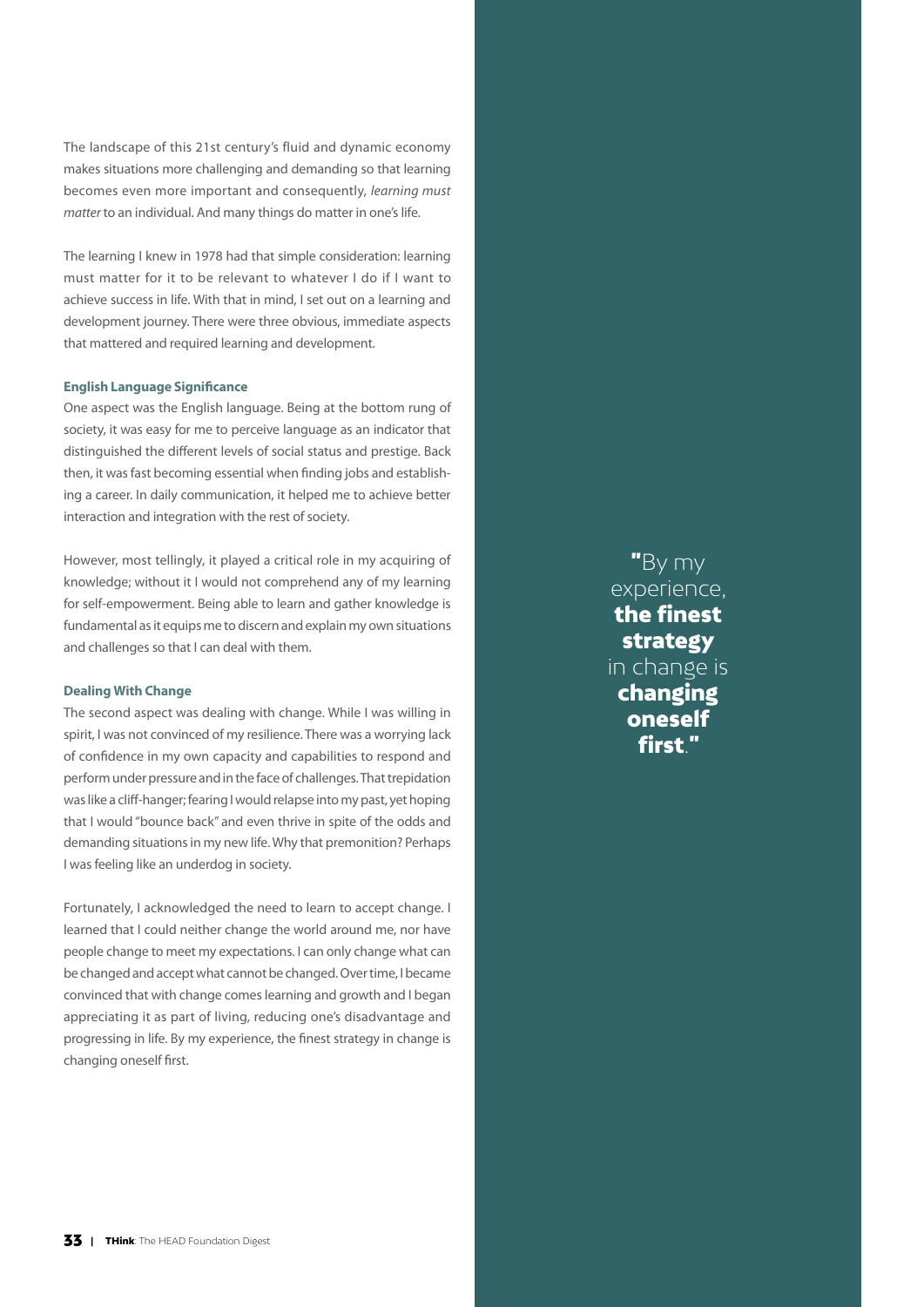The landscape of this 21st century's fluid and dynamic economy makes situations more challenging and demanding so that learning becomes even more important and consequently, *learning must matter* to an individual. And many things do matter in one's life.

The learning I knew in 1978 had that simple consideration: learning must matter for it to be relevant to whatever I do if I want to achieve success in life. With that in mind, I set out on a learning and development journey. There were three obvious, immediate aspects that mattered and required learning and development.

### English Language Significance

One aspect was the English language. Being at the bottom rung of society, it was easy for me to perceive language as an indicator that distinguished the different levels of social status and prestige. Back then, it was fast becoming essential when finding jobs and establishing a career. In daily communication, it helped me to achieve better interaction and integration with the rest of society.

However, most tellingly, it played a critical role in my acquiring of knowledge; without it I would not comprehend any of my learning for self-empowerment. Being able to learn and gather knowledge is fundamental as it equips me to discern and explain my own situations and challenges so that I can deal with them.

### Dealing With Change

The second aspect was dealing with change. While I was willing in spirit, I was not convinced of my resilience. There was a worrying lack of confidence in my own capacity and capabilities to respond and perform under pressure and in the face of challenges. That trepidation was like a cliff-hanger; fearing I would relapse into my past, yet hoping that I would "bounce back" and even thrive in spite of the odds and demanding situations in my new life. Why that premonition? Perhaps I was feeling like an underdog in society.

Fortunately, I acknowledged the need to learn to accept change. I learned that I could neither change the world around me, nor have people change to meet my expectations. I can only change what can be changed and accept what cannot be changed. Over time, I became convinced that with change comes learning and growth and I began appreciating it as part of living, reducing one's disadvantage and progressing in life. By my experience, the finest strategy in change is changing oneself first.

> "By my experience, **the finest strategy** in change is **changing oneself first**."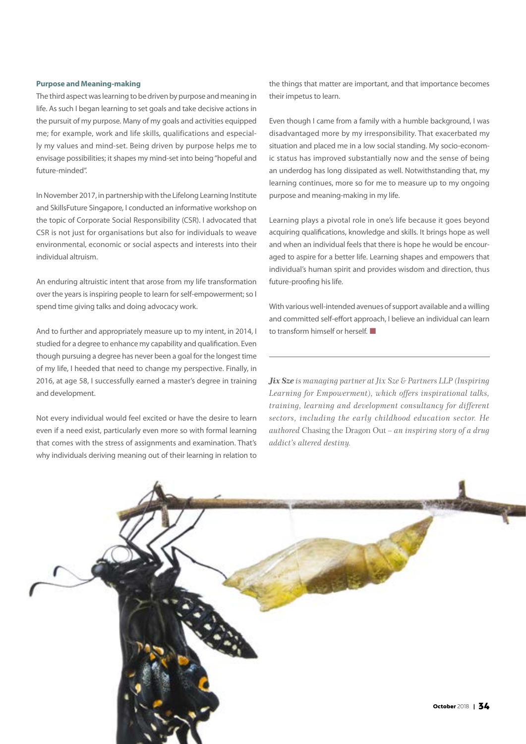### Purpose and Meaning-making

The third aspect was learning to be driven by purpose and meaning in life. As such I began learning to set goals and take decisive actions in the pursuit of my purpose. Many of my goals and activities equipped me; for example, work and life skills, qualifications and especially my values and mind-set. Being driven by purpose helps me to envisage possibilities; it shapes my mind-set into being "hopeful and future-minded".

In November 2017, in partnership with the Lifelong Learning Institute and SkillsFuture Singapore, I conducted an informative workshop on the topic of Corporate Social Responsibility (CSR). I advocated that CSR is not just for organisations but also for individuals to weave environmental, economic or social aspects and interests into their individual altruism.

An enduring altruistic intent that arose from my life transformation over the years is inspiring people to learn for self-empowerment; so I spend time giving talks and doing advocacy work.

And to further and appropriately measure up to my intent, in 2014, I studied for a degree to enhance my capability and qualification. Even though pursuing a degree has never been a goal for the longest time of my life, I heeded that need to change my perspective. Finally, in 2016, at age 58, I successfully earned a master's degree in training and development.

Not every individual would feel excited or have the desire to learn even if a need exist, particularly even more so with formal learning that comes with the stress of assignments and examination. That's why individuals deriving meaning out of their learning in relation to the things that matter are important, and that importance becomes their impetus to learn.

Even though I came from a family with a humble background, I was disadvantaged more by my irresponsibility. That exacerbated my situation and placed me in a low social standing. My socio-economic status has improved substantially now and the sense of being an underdog has long dissipated as well. Notwithstanding that, my learning continues, more so for me to measure up to my ongoing purpose and meaning-making in my life.

Learning plays a pivotal role in one's life because it goes beyond acquiring qualifications, knowledge and skills. It brings hope as well and when an individual feels that there is hope he would be encouraged to aspire for a better life. Learning shapes and empowers that individual's human spirit and provides wisdom and direction, thus future-proofing his life.

With various well-intended avenues of support available and a willing and committed self-effort approach, I believe an individual can learn to transform himself or herself. ■

---

***Jix Sze*** *is managing partner at Jix Sze & Partners LLP (Inspiring Learning for Empowerment), which offers inspirational talks, training, learning and development consultancy for different sectors, including the early childhood education sector. He authored* Chasing the Dragon Out *– an inspiring story of a drug addict's altered destiny.*